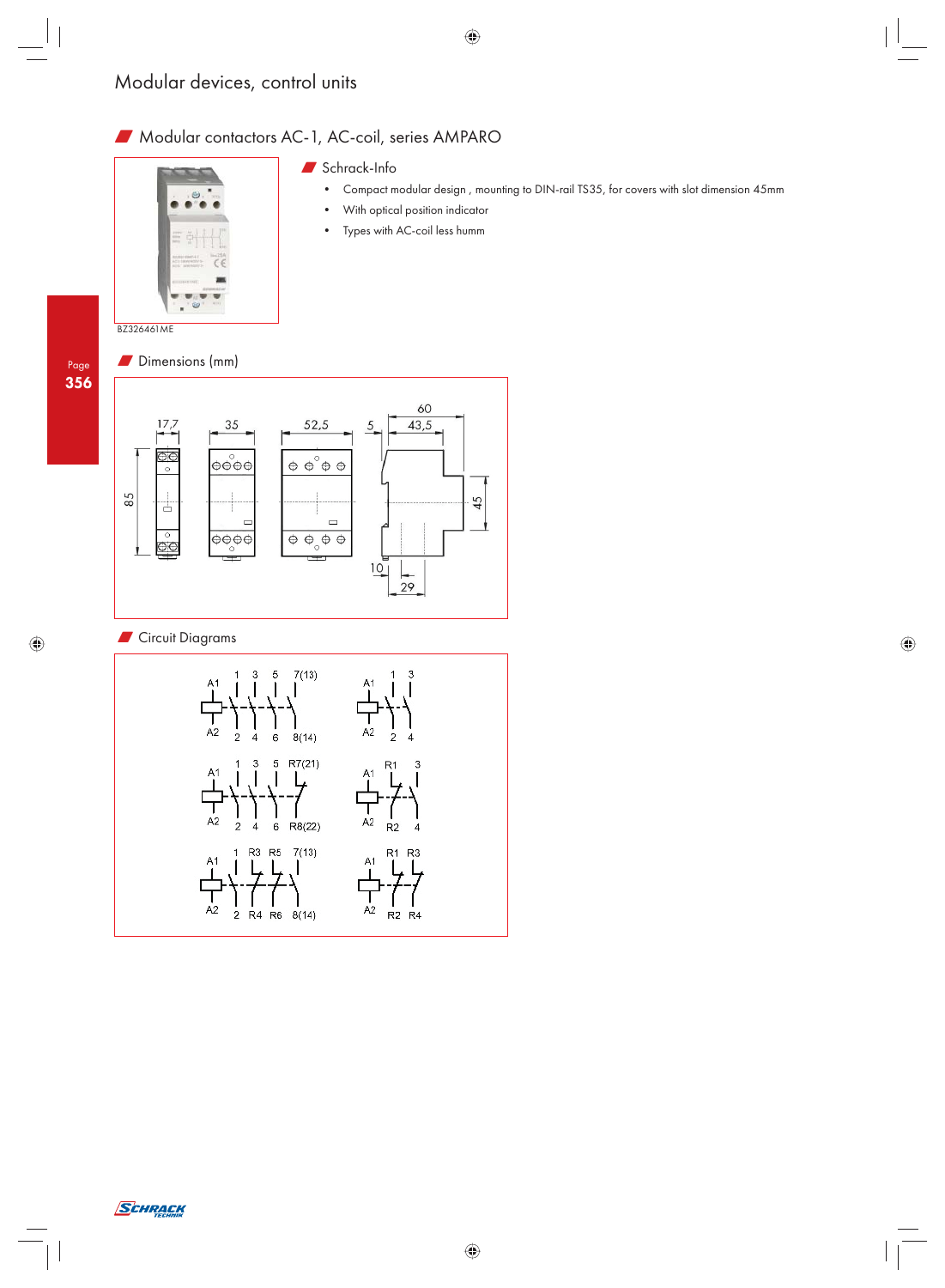# Modular devices, control units

## Modular contactors AC-1, AC-coil, series AMPARO

BZ326461ME

### Schrack-Info

- Compact modular design , mounting to DIN-rail TS35, for covers with slot dimension 45mm
- With optical position indicator
- Types with AC-coil less humm

### Dimensions (mm)

17,7 35 52,5 60 5 43,5 85 45 10 29

### Circuit Diagrams

A1 A2 1 3 5 7(13) 2 4 6 8(14)

A1 A2 1 3 2 4

A1 A2 1 3 5 R7(21) 2 4 6 R8(22)

A1 A2 R1 3 R2 4

A1 A2 1 R3 R5 7(13) 2 R4 R6 8(14)

A1 A2 R1 R3 R2 R4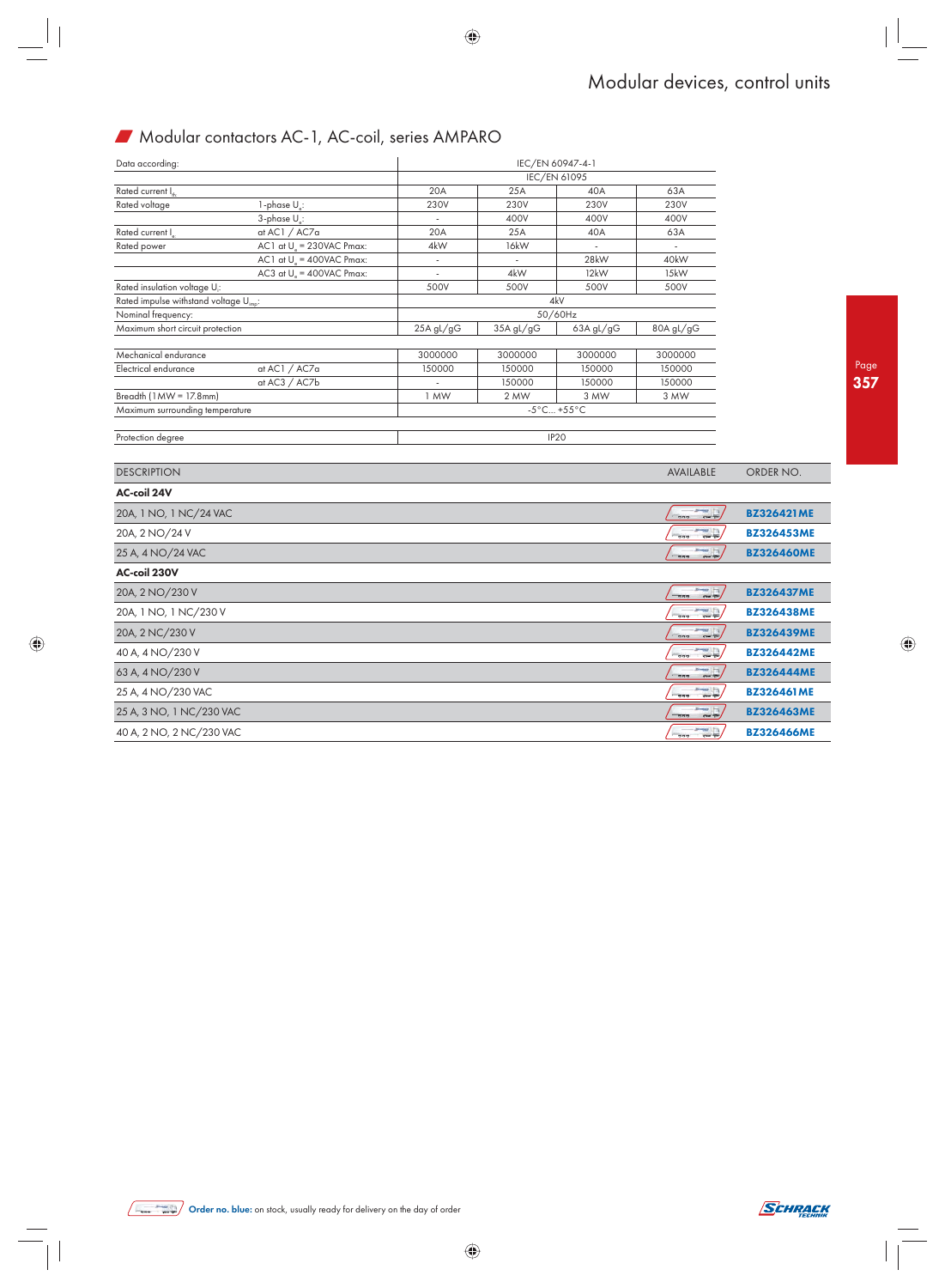## Modular contactors AC-1, AC-coil, series AMPARO

| Data according: | | IEC/EN 60947-4-1 | | | |
|---|---|---|---|---|---|
| | | IEC/EN 61095 | | | |
| Rated current $I_{th}$ | | 20A | 25A | 40A | 63A |
| Rated voltage | 1-phase $U_e$: | 230V | 230V | 230V | 230V |
| | 3-phase $U_e$: | - | 400V | 400V | 400V |
| Rated current $I_e$ | at AC1 / AC7a | 20A | 25A | 40A | 63A |
| Rated power | AC1 at $U_e$ = 230VAC Pmax: | 4kW | 16kW | - | - |
| | AC1 at $U_e$ = 400VAC Pmax: | - | - | 28kW | 40kW |
| | AC3 at $U_e$ = 400VAC Pmax: | - | 4kW | 12kW | 15kW |
| Rated insulation voltage $U_i$: | | 500V | 500V | 500V | 500V |
| Rated impulse withstand voltage $U_{imp}$: | | 4kV | | | |
| Nominal frequency: | | 50/60Hz | | | |
| Maximum short circuit protection | | 25A gL/gG | 35A gL/gG | 63A gL/gG | 80A gL/gG |
| Mechanical endurance | | 3000000 | 3000000 | 3000000 | 3000000 |
| Electrical endurance | at AC1 / AC7a | 150000 | 150000 | 150000 | 150000 |
| | at AC3 / AC7b | - | 150000 | 150000 | 150000 |
| Breadth (1MW = 17.8mm) | | 1 MW | 2 MW | 3 MW | 3 MW |
| Maximum surrounding temperature | | -5°C... +55°C | | | |
| Protection degree | | IP20 | | | |

| DESCRIPTION | AVAILABLE | ORDER NO. |
|---|---|---|
| **AC-coil 24V** | | |
| 20A, 1 NO, 1 NC/24 VAC | | **BZ326421ME** |
| 20A, 2 NO/24 V | | **BZ326453ME** |
| 25 A, 4 NO/24 VAC | | **BZ326460ME** |
| **AC-coil 230V** | | |
| 20A, 2 NO/230 V | | **BZ326437ME** |
| 20A, 1 NO, 1 NC/230 V | | **BZ326438ME** |
| 20A, 2 NC/230 V | | **BZ326439ME** |
| 40 A, 4 NO/230 V | | **BZ326442ME** |
| 63 A, 4 NO/230 V | | **BZ326444ME** |
| 25 A, 4 NO/230 VAC | | **BZ326461ME** |
| 25 A, 3 NO, 1 NC/230 VAC | | **BZ326463ME** |
| 40 A, 2 NO, 2 NC/230 VAC | | **BZ326466ME** |

**Order no. blue:** on stock, usually ready for delivery on the day of order